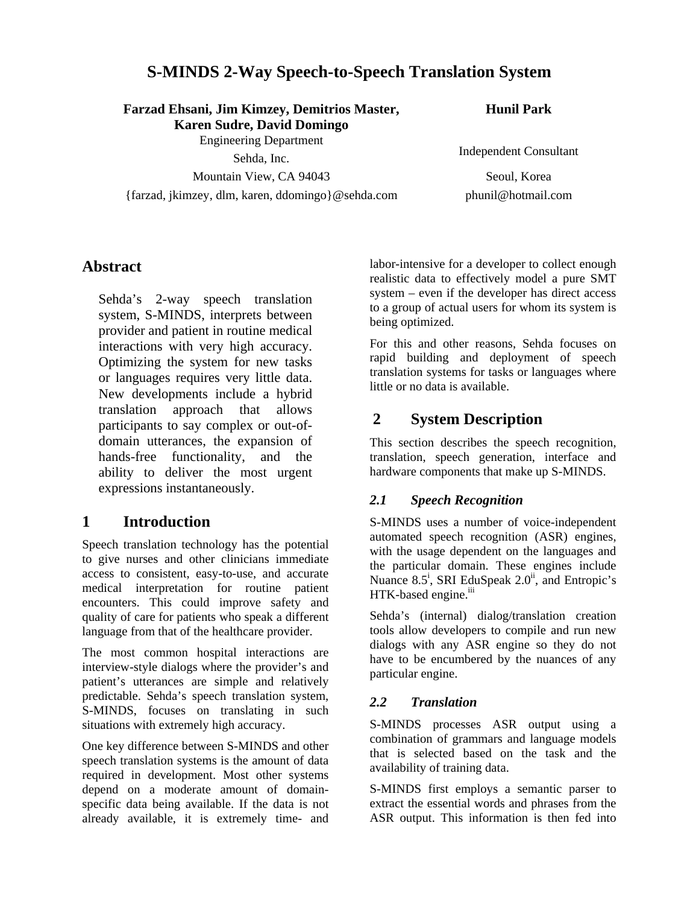# S-MINDS 2-Way Speech-to-Speech Translation System

**Farzad Ehsani, Jim Kimzey, Demitrios Master, Karen Sudre, David Domingo**
Engineering Department
Sehda, Inc.
Mountain View, CA 94043
{farzad, jkimzey, dlm, karen, ddomingo}@sehda.com

**Hunil Park**
Independent Consultant
Seoul, Korea
phunil@hotmail.com

## Abstract

Sehda's 2-way speech translation system, S-MINDS, interprets between provider and patient in routine medical interactions with very high accuracy. Optimizing the system for new tasks or languages requires very little data. New developments include a hybrid translation approach that allows participants to say complex or out-of-domain utterances, the expansion of hands-free functionality, and the ability to deliver the most urgent expressions instantaneously.

## 1 Introduction

Speech translation technology has the potential to give nurses and other clinicians immediate access to consistent, easy-to-use, and accurate medical interpretation for routine patient encounters. This could improve safety and quality of care for patients who speak a different language from that of the healthcare provider.

The most common hospital interactions are interview-style dialogs where the provider's and patient's utterances are simple and relatively predictable. Sehda's speech translation system, S-MINDS, focuses on translating in such situations with extremely high accuracy.

One key difference between S-MINDS and other speech translation systems is the amount of data required in development. Most other systems depend on a moderate amount of domain-specific data being available. If the data is not already available, it is extremely time- and labor-intensive for a developer to collect enough realistic data to effectively model a pure SMT system – even if the developer has direct access to a group of actual users for whom its system is being optimized.

For this and other reasons, Sehda focuses on rapid building and deployment of speech translation systems for tasks or languages where little or no data is available.

## 2 System Description

This section describes the speech recognition, translation, speech generation, interface and hardware components that make up S-MINDS.

### 2.1 Speech Recognition

S-MINDS uses a number of voice-independent automated speech recognition (ASR) engines, with the usage dependent on the languages and the particular domain. These engines include Nuance 8.5[i], SRI EduSpeak 2.0[ii], and Entropic's HTK-based engine.[iii]

Sehda's (internal) dialog/translation creation tools allow developers to compile and run new dialogs with any ASR engine so they do not have to be encumbered by the nuances of any particular engine.

### 2.2 Translation

S-MINDS processes ASR output using a combination of grammars and language models that is selected based on the task and the availability of training data.

S-MINDS first employs a semantic parser to extract the essential words and phrases from the ASR output. This information is then fed into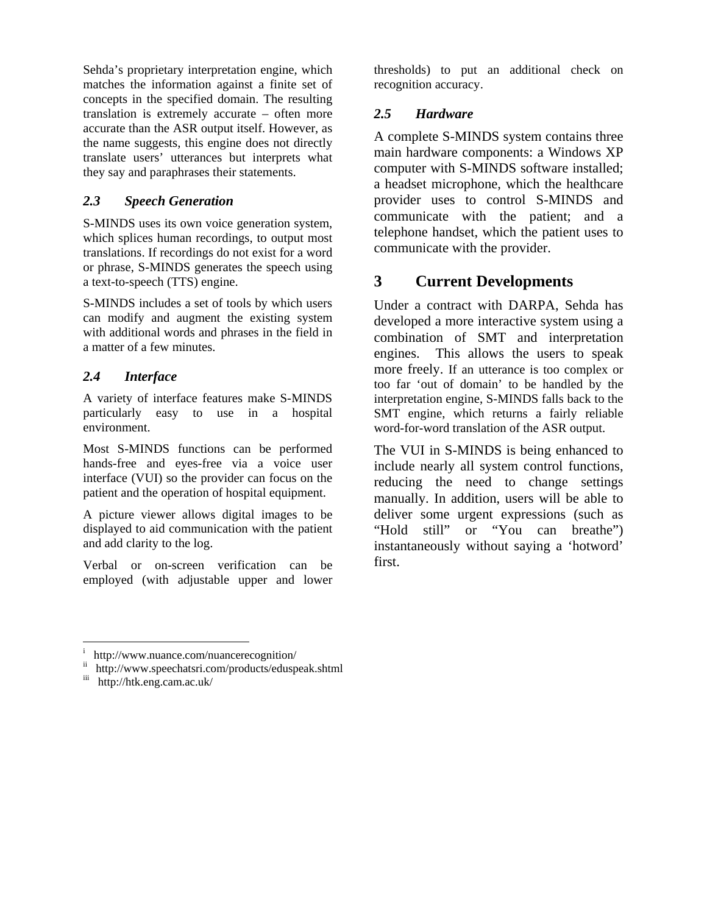Sehda's proprietary interpretation engine, which matches the information against a finite set of concepts in the specified domain. The resulting translation is extremely accurate – often more accurate than the ASR output itself. However, as the name suggests, this engine does not directly translate users' utterances but interprets what they say and paraphrases their statements.

### 2.3 Speech Generation

S-MINDS uses its own voice generation system, which splices human recordings, to output most translations. If recordings do not exist for a word or phrase, S-MINDS generates the speech using a text-to-speech (TTS) engine.

S-MINDS includes a set of tools by which users can modify and augment the existing system with additional words and phrases in the field in a matter of a few minutes.

### 2.4 Interface

A variety of interface features make S-MINDS particularly easy to use in a hospital environment.

Most S-MINDS functions can be performed hands-free and eyes-free via a voice user interface (VUI) so the provider can focus on the patient and the operation of hospital equipment.

A picture viewer allows digital images to be displayed to aid communication with the patient and add clarity to the log.

Verbal or on-screen verification can be employed (with adjustable upper and lower thresholds) to put an additional check on recognition accuracy.

### 2.5 Hardware

A complete S-MINDS system contains three main hardware components: a Windows XP computer with S-MINDS software installed; a headset microphone, which the healthcare provider uses to control S-MINDS and communicate with the patient; and a telephone handset, which the patient uses to communicate with the provider.

## 3 Current Developments

Under a contract with DARPA, Sehda has developed a more interactive system using a combination of SMT and interpretation engines. This allows the users to speak more freely. If an utterance is too complex or too far 'out of domain' to be handled by the interpretation engine, S-MINDS falls back to the SMT engine, which returns a fairly reliable word-for-word translation of the ASR output.

The VUI in S-MINDS is being enhanced to include nearly all system control functions, reducing the need to change settings manually. In addition, users will be able to deliver some urgent expressions (such as "Hold still" or "You can breathe") instantaneously without saying a 'hotword' first.

---

[i] http://www.nuance.com/nuancerecognition/

[ii] http://www.speechatsri.com/products/eduspeak.shtml

[iii] http://htk.eng.cam.ac.uk/